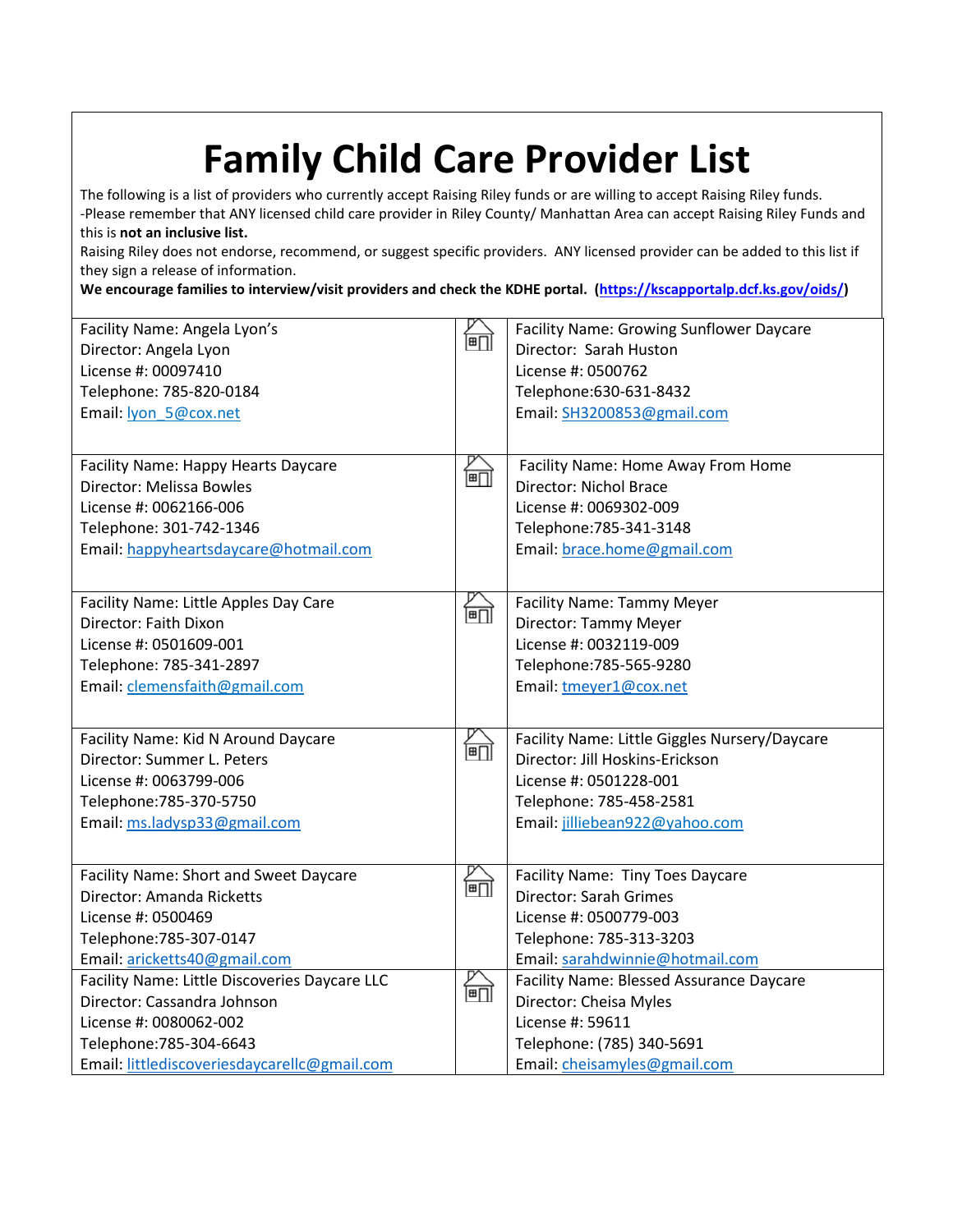# Family Child Care Provider List

The following is a list of providers who currently accept Raising Riley funds or are willing to accept Raising Riley funds.
-Please remember that ANY licensed child care provider in Riley County/ Manhattan Area can accept Raising Riley Funds and this is **not an inclusive list.**
Raising Riley does not endorse, recommend, or suggest specific providers. ANY licensed provider can be added to this list if they sign a release of information.
**We encourage families to interview/visit providers and check the KDHE portal. (https://kscapportalp.dcf.ks.gov/oids/)**

| | | |
|---|---|---|
| Facility Name: Angela Lyon's<br>Director: Angela Lyon<br>License #: 00097410<br>Telephone: 785-820-0184<br>Email: lyon_5@cox.net | | Facility Name: Growing Sunflower Daycare<br>Director: Sarah Huston<br>License #: 0500762<br>Telephone:630-631-8432<br>Email: SH3200853@gmail.com |
| Facility Name: Happy Hearts Daycare<br>Director: Melissa Bowles<br>License #: 0062166-006<br>Telephone: 301-742-1346<br>Email: happyheartsdaycare@hotmail.com | | Facility Name: Home Away From Home<br>Director: Nichol Brace<br>License #: 0069302-009<br>Telephone:785-341-3148<br>Email: brace.home@gmail.com |
| Facility Name: Little Apples Day Care<br>Director: Faith Dixon<br>License #: 0501609-001<br>Telephone: 785-341-2897<br>Email: clemensfaith@gmail.com | | Facility Name: Tammy Meyer<br>Director: Tammy Meyer<br>License #: 0032119-009<br>Telephone:785-565-9280<br>Email: tmeyer1@cox.net |
| Facility Name: Kid N Around Daycare<br>Director: Summer L. Peters<br>License #: 0063799-006<br>Telephone:785-370-5750<br>Email: ms.ladysp33@gmail.com | | Facility Name: Little Giggles Nursery/Daycare<br>Director: Jill Hoskins-Erickson<br>License #: 0501228-001<br>Telephone: 785-458-2581<br>Email: jilliebean922@yahoo.com |
| Facility Name: Short and Sweet Daycare<br>Director: Amanda Ricketts<br>License #: 0500469<br>Telephone:785-307-0147<br>Email: aricketts40@gmail.com | | Facility Name: Tiny Toes Daycare<br>Director: Sarah Grimes<br>License #: 0500779-003<br>Telephone: 785-313-3203<br>Email: sarahdwinnie@hotmail.com |
| Facility Name: Little Discoveries Daycare LLC<br>Director: Cassandra Johnson<br>License #: 0080062-002<br>Telephone:785-304-6643<br>Email: littlediscoveriesdaycarellc@gmail.com | | Facility Name: Blessed Assurance Daycare<br>Director: Cheisa Myles<br>License #: 59611<br>Telephone: (785) 340-5691<br>Email: cheisamyles@gmail.com |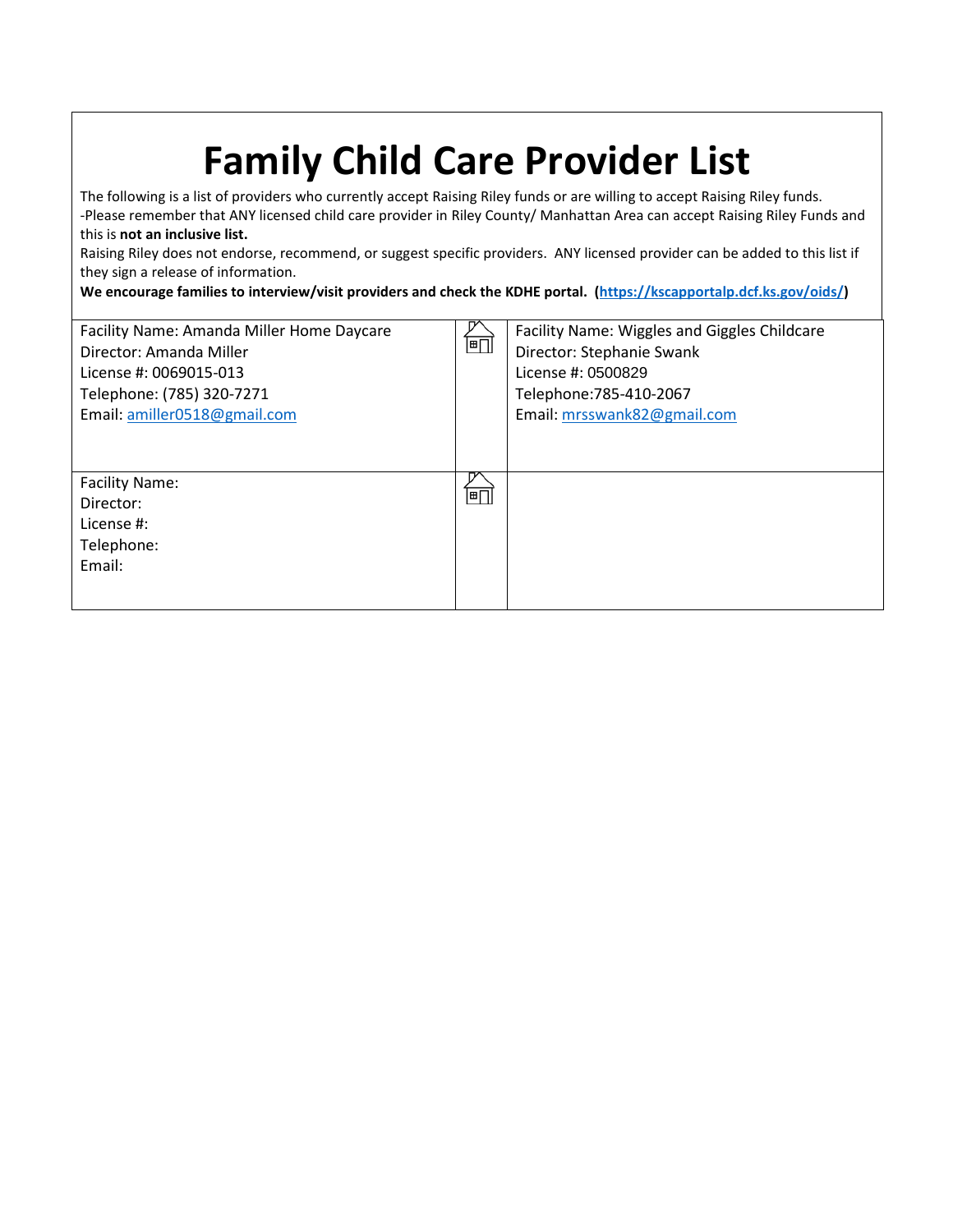# Family Child Care Provider List

The following is a list of providers who currently accept Raising Riley funds or are willing to accept Raising Riley funds.
-Please remember that ANY licensed child care provider in Riley County/ Manhattan Area can accept Raising Riley Funds and this is **not an inclusive list.**
Raising Riley does not endorse, recommend, or suggest specific providers. ANY licensed provider can be added to this list if they sign a release of information.
**We encourage families to interview/visit providers and check the KDHE portal. (https://kscapportalp.dcf.ks.gov/oids/)**

| | | |
|---|---|---|
| Facility Name: Amanda Miller Home Daycare<br>Director: Amanda Miller<br>License #: 0069015-013<br>Telephone: (785) 320-7271<br>Email: amiller0518@gmail.com | | Facility Name: Wiggles and Giggles Childcare<br>Director: Stephanie Swank<br>License #: 0500829<br>Telephone:785-410-2067<br>Email: mrsswank82@gmail.com |
| Facility Name:<br>Director:<br>License #:<br>Telephone:<br>Email: | | |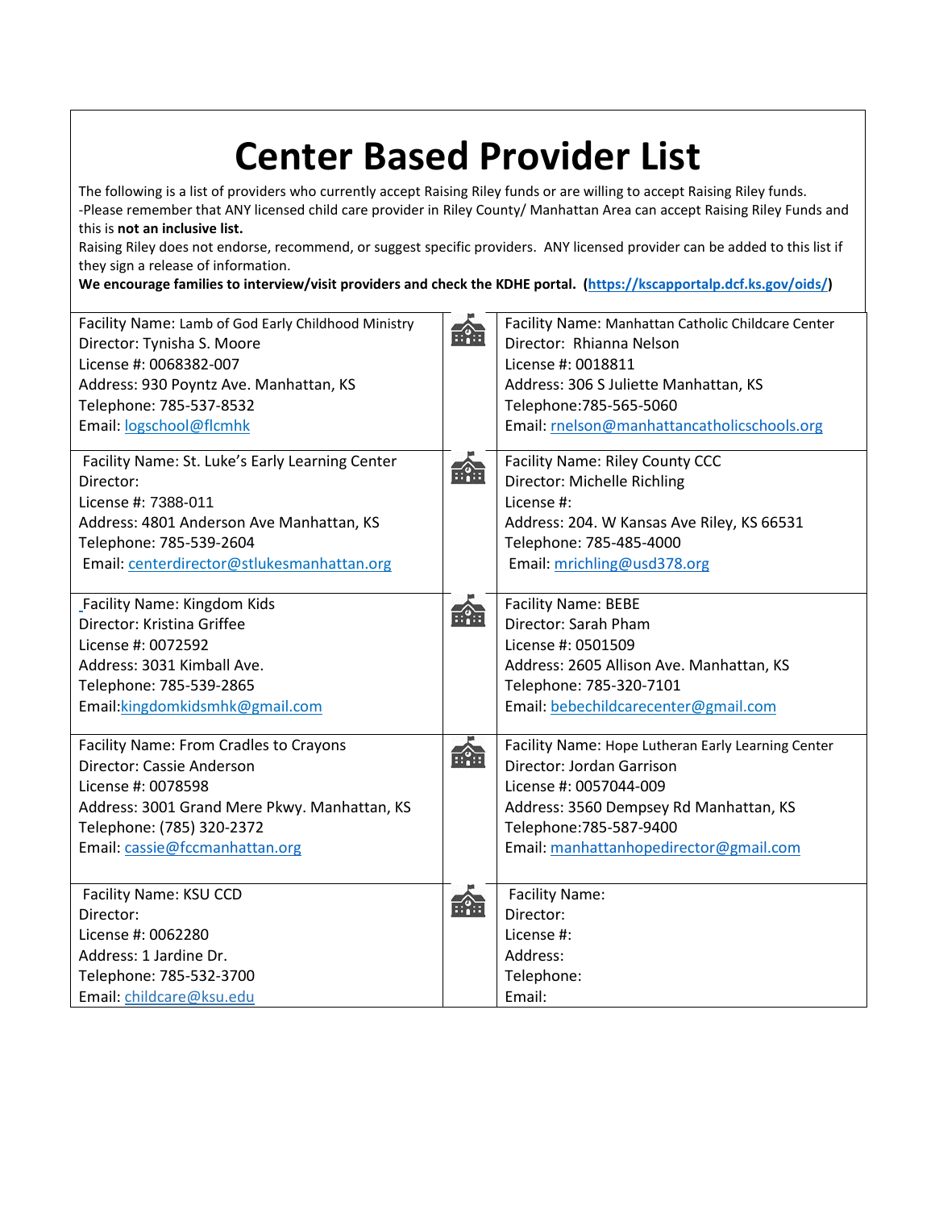# Center Based Provider List

The following is a list of providers who currently accept Raising Riley funds or are willing to accept Raising Riley funds.

-Please remember that ANY licensed child care provider in Riley County/ Manhattan Area can accept Raising Riley Funds and this is **not an inclusive list.**

Raising Riley does not endorse, recommend, or suggest specific providers. ANY licensed provider can be added to this list if they sign a release of information.

**We encourage families to interview/visit providers and check the KDHE portal. ([https://kscapportalp.dcf.ks.gov/oids/](https://kscapportalp.dcf.ks.gov/oids/))**

| | |
|---|---|
| Facility Name: Lamb of God Early Childhood Ministry<br>Director: Tynisha S. Moore<br>License #: 0068382-007<br>Address: 930 Poyntz Ave. Manhattan, KS<br>Telephone: 785-537-8532<br>Email: logschool@flcmhk | Facility Name: Manhattan Catholic Childcare Center<br>Director: Rhianna Nelson<br>License #: 0018811<br>Address: 306 S Juliette Manhattan, KS<br>Telephone:785-565-5060<br>Email: rnelson@manhattancatholicschools.org |
| Facility Name: St. Luke's Early Learning Center<br>Director:<br>License #: 7388-011<br>Address: 4801 Anderson Ave Manhattan, KS<br>Telephone: 785-539-2604<br>Email: centerdirector@stlukesmanhattan.org | Facility Name: Riley County CCC<br>Director: Michelle Richling<br>License #:<br>Address: 204. W Kansas Ave Riley, KS 66531<br>Telephone: 785-485-4000<br>Email: mrichling@usd378.org |
| Facility Name: Kingdom Kids<br>Director: Kristina Griffee<br>License #: 0072592<br>Address: 3031 Kimball Ave.<br>Telephone: 785-539-2865<br>Email:kingdomkidsmhk@gmail.com | Facility Name: BEBE<br>Director: Sarah Pham<br>License #: 0501509<br>Address: 2605 Allison Ave. Manhattan, KS<br>Telephone: 785-320-7101<br>Email: bebechildcarecenter@gmail.com |
| Facility Name: From Cradles to Crayons<br>Director: Cassie Anderson<br>License #: 0078598<br>Address: 3001 Grand Mere Pkwy. Manhattan, KS<br>Telephone: (785) 320-2372<br>Email: cassie@fccmanhattan.org | Facility Name: Hope Lutheran Early Learning Center<br>Director: Jordan Garrison<br>License #: 0057044-009<br>Address: 3560 Dempsey Rd Manhattan, KS<br>Telephone:785-587-9400<br>Email: manhattanhopedirector@gmail.com |
| Facility Name: KSU CCD<br>Director:<br>License #: 0062280<br>Address: 1 Jardine Dr.<br>Telephone: 785-532-3700<br>Email: childcare@ksu.edu | Facility Name:<br>Director:<br>License #:<br>Address:<br>Telephone:<br>Email: |